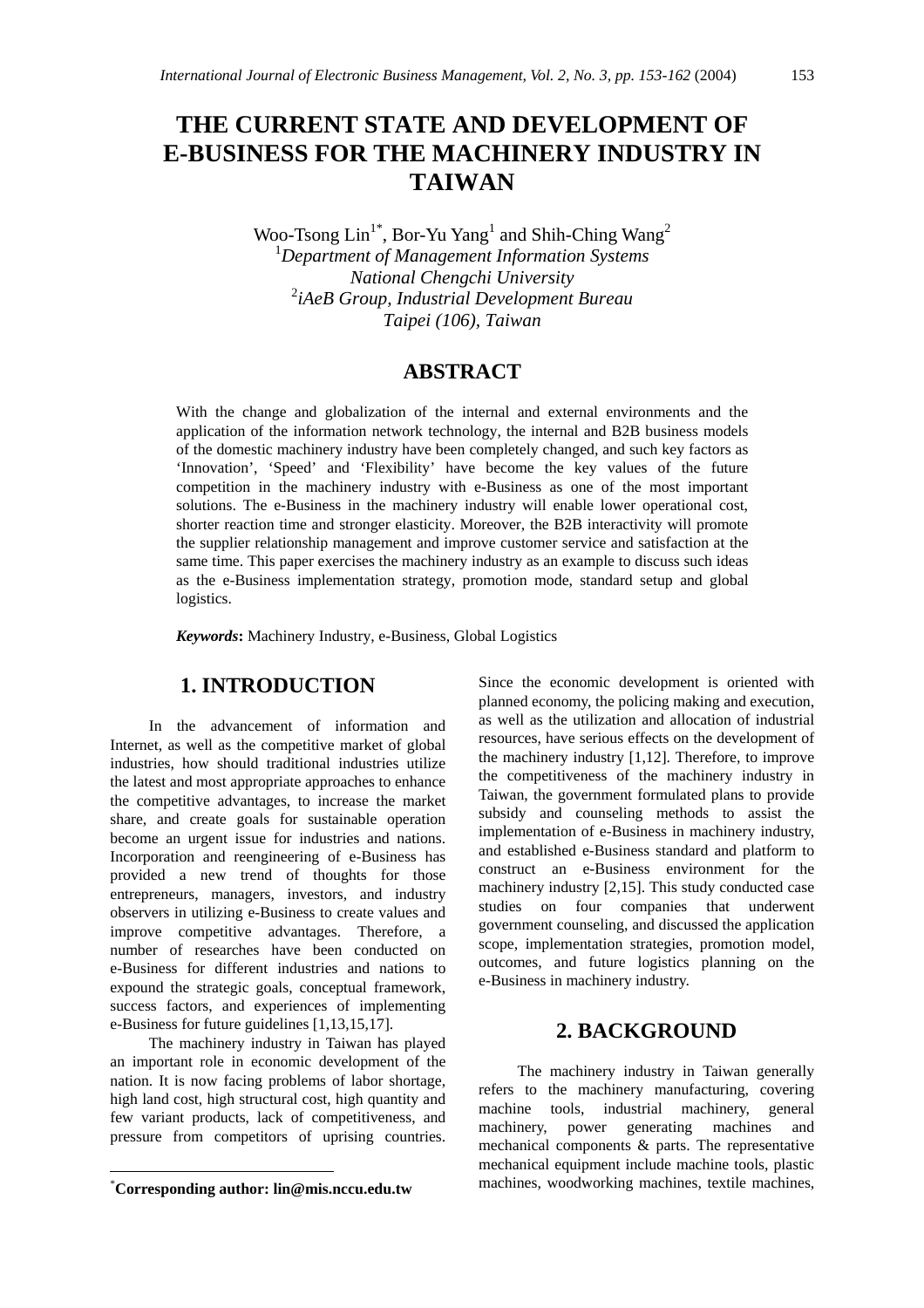# THE CURRENT STATE AND DEVELOPMENT OF E-BUSINESS FOR THE MACHINERY INDUSTRY IN TAIWAN

Woo-Tsong Lin[1*], Bor-Yu Yang[1] and Shih-Ching Wang[2]

[1]*Department of Management Information Systems*
*National Chengchi University*
[2]*iAeB Group, Industrial Development Bureau*
*Taipei (106), Taiwan*

## ABSTRACT

With the change and globalization of the internal and external environments and the application of the information network technology, the internal and B2B business models of the domestic machinery industry have been completely changed, and such key factors as 'Innovation', 'Speed' and 'Flexibility' have become the key values of the future competition in the machinery industry with e-Business as one of the most important solutions. The e-Business in the machinery industry will enable lower operational cost, shorter reaction time and stronger elasticity. Moreover, the B2B interactivity will promote the supplier relationship management and improve customer service and satisfaction at the same time. This paper exercises the machinery industry as an example to discuss such ideas as the e-Business implementation strategy, promotion mode, standard setup and global logistics.

***Keywords*:** Machinery Industry, e-Business, Global Logistics

## 1. INTRODUCTION

In the advancement of information and Internet, as well as the competitive market of global industries, how should traditional industries utilize the latest and most appropriate approaches to enhance the competitive advantages, to increase the market share, and create goals for sustainable operation become an urgent issue for industries and nations. Incorporation and reengineering of e-Business has provided a new trend of thoughts for those entrepreneurs, managers, investors, and industry observers in utilizing e-Business to create values and improve competitive advantages. Therefore, a number of researches have been conducted on e-Business for different industries and nations to expound the strategic goals, conceptual framework, success factors, and experiences of implementing e-Business for future guidelines [1,13,15,17].

The machinery industry in Taiwan has played an important role in economic development of the nation. It is now facing problems of labor shortage, high land cost, high structural cost, high quantity and few variant products, lack of competitiveness, and pressure from competitors of uprising countries. Since the economic development is oriented with planned economy, the policing making and execution, as well as the utilization and allocation of industrial resources, have serious effects on the development of the machinery industry [1,12]. Therefore, to improve the competitiveness of the machinery industry in Taiwan, the government formulated plans to provide subsidy and counseling methods to assist the implementation of e-Business in machinery industry, and established e-Business standard and platform to construct an e-Business environment for the machinery industry [2,15]. This study conducted case studies on four companies that underwent government counseling, and discussed the application scope, implementation strategies, promotion model, outcomes, and future logistics planning on the e-Business in machinery industry.

## 2. BACKGROUND

The machinery industry in Taiwan generally refers to the machinery manufacturing, covering machine tools, industrial machinery, general machinery, power generating machines and mechanical components & parts. The representative mechanical equipment include machine tools, plastic machines, woodworking machines, textile machines,

*Corresponding author: lin@mis.nccu.edu.tw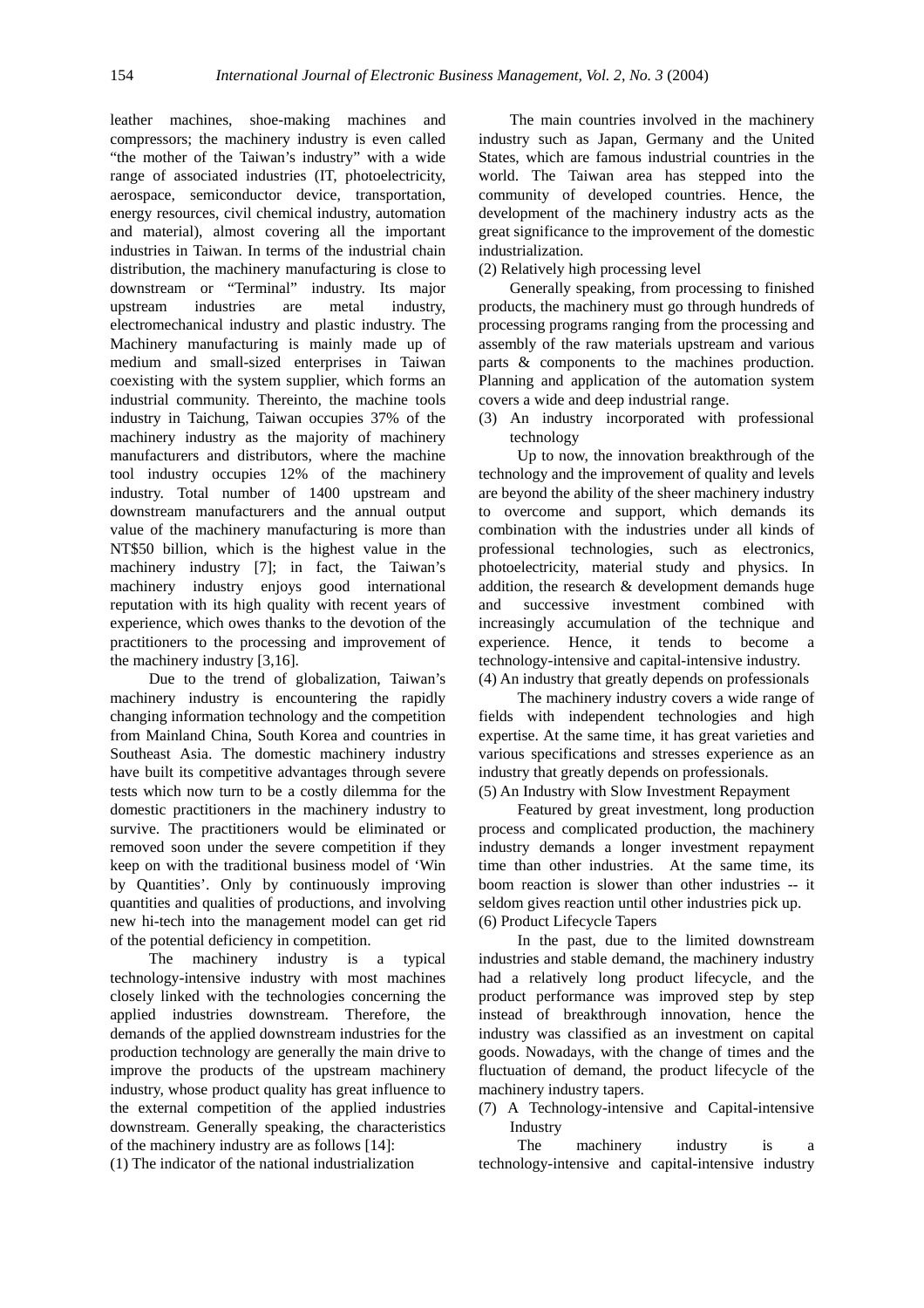leather machines, shoe-making machines and compressors; the machinery industry is even called "the mother of the Taiwan's industry" with a wide range of associated industries (IT, photoelectricity, aerospace, semiconductor device, transportation, energy resources, civil chemical industry, automation and material), almost covering all the important industries in Taiwan. In terms of the industrial chain distribution, the machinery manufacturing is close to downstream or "Terminal" industry. Its major upstream industries are metal industry, electromechanical industry and plastic industry. The Machinery manufacturing is mainly made up of medium and small-sized enterprises in Taiwan coexisting with the system supplier, which forms an industrial community. Thereinto, the machine tools industry in Taichung, Taiwan occupies 37% of the machinery industry as the majority of machinery manufacturers and distributors, where the machine tool industry occupies 12% of the machinery industry. Total number of 1400 upstream and downstream manufacturers and the annual output value of the machinery manufacturing is more than NT$50 billion, which is the highest value in the machinery industry [7]; in fact, the Taiwan's machinery industry enjoys good international reputation with its high quality with recent years of experience, which owes thanks to the devotion of the practitioners to the processing and improvement of the machinery industry [3,16].

Due to the trend of globalization, Taiwan's machinery industry is encountering the rapidly changing information technology and the competition from Mainland China, South Korea and countries in Southeast Asia. The domestic machinery industry have built its competitive advantages through severe tests which now turn to be a costly dilemma for the domestic practitioners in the machinery industry to survive. The practitioners would be eliminated or removed soon under the severe competition if they keep on with the traditional business model of 'Win by Quantities'. Only by continuously improving quantities and qualities of productions, and involving new hi-tech into the management model can get rid of the potential deficiency in competition.

The machinery industry is a typical technology-intensive industry with most machines closely linked with the technologies concerning the applied industries downstream. Therefore, the demands of the applied downstream industries for the production technology are generally the main drive to improve the products of the upstream machinery industry, whose product quality has great influence to the external competition of the applied industries downstream. Generally speaking, the characteristics of the machinery industry are as follows [14]:

(1) The indicator of the national industrialization

The main countries involved in the machinery industry such as Japan, Germany and the United States, which are famous industrial countries in the world. The Taiwan area has stepped into the community of developed countries. Hence, the development of the machinery industry acts as the great significance to the improvement of the domestic industrialization.

(2) Relatively high processing level

Generally speaking, from processing to finished products, the machinery must go through hundreds of processing programs ranging from the processing and assembly of the raw materials upstream and various parts & components to the machines production. Planning and application of the automation system covers a wide and deep industrial range.

(3) An industry incorporated with professional technology

Up to now, the innovation breakthrough of the technology and the improvement of quality and levels are beyond the ability of the sheer machinery industry to overcome and support, which demands its combination with the industries under all kinds of professional technologies, such as electronics, photoelectricity, material study and physics. In addition, the research & development demands huge and successive investment combined with increasingly accumulation of the technique and experience. Hence, it tends to become a technology-intensive and capital-intensive industry.

(4) An industry that greatly depends on professionals

The machinery industry covers a wide range of fields with independent technologies and high expertise. At the same time, it has great varieties and various specifications and stresses experience as an industry that greatly depends on professionals.

(5) An Industry with Slow Investment Repayment

Featured by great investment, long production process and complicated production, the machinery industry demands a longer investment repayment time than other industries. At the same time, its boom reaction is slower than other industries -- it seldom gives reaction until other industries pick up.

(6) Product Lifecycle Tapers

In the past, due to the limited downstream industries and stable demand, the machinery industry had a relatively long product lifecycle, and the product performance was improved step by step instead of breakthrough innovation, hence the industry was classified as an investment on capital goods. Nowadays, with the change of times and the fluctuation of demand, the product lifecycle of the machinery industry tapers.

(7) A Technology-intensive and Capital-intensive Industry

The machinery industry is a technology-intensive and capital-intensive industry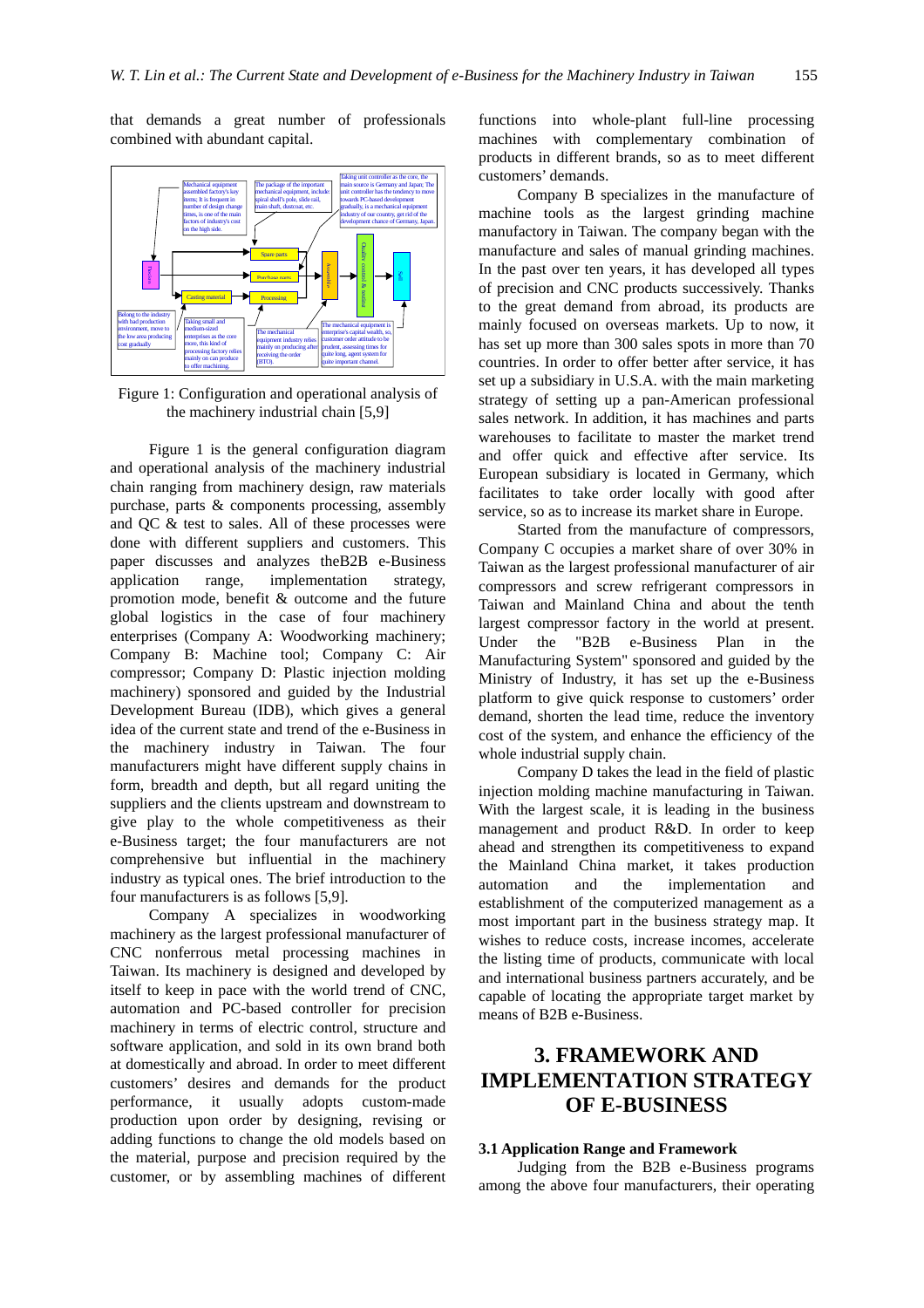that demands a great number of professionals combined with abundant capital.

Figure 1: Configuration and operational analysis of the machinery industrial chain [5,9]

Figure 1 is the general configuration diagram and operational analysis of the machinery industrial chain ranging from machinery design, raw materials purchase, parts & components processing, assembly and QC & test to sales. All of these processes were done with different suppliers and customers. This paper discusses and analyzes theB2B e-Business application range, implementation strategy, promotion mode, benefit & outcome and the future global logistics in the case of four machinery enterprises (Company A: Woodworking machinery; Company B: Machine tool; Company C: Air compressor; Company D: Plastic injection molding machinery) sponsored and guided by the Industrial Development Bureau (IDB), which gives a general idea of the current state and trend of the e-Business in the machinery industry in Taiwan. The four manufacturers might have different supply chains in form, breadth and depth, but all regard uniting the suppliers and the clients upstream and downstream to give play to the whole competitiveness as their e-Business target; the four manufacturers are not comprehensive but influential in the machinery industry as typical ones. The brief introduction to the four manufacturers is as follows [5,9].

Company A specializes in woodworking machinery as the largest professional manufacturer of CNC nonferrous metal processing machines in Taiwan. Its machinery is designed and developed by itself to keep in pace with the world trend of CNC, automation and PC-based controller for precision machinery in terms of electric control, structure and software application, and sold in its own brand both at domestically and abroad. In order to meet different customers' desires and demands for the product performance, it usually adopts custom-made production upon order by designing, revising or adding functions to change the old models based on the material, purpose and precision required by the customer, or by assembling machines of different functions into whole-plant full-line processing machines with complementary combination of products in different brands, so as to meet different customers' demands.

Company B specializes in the manufacture of machine tools as the largest grinding machine manufactory in Taiwan. The company began with the manufacture and sales of manual grinding machines. In the past over ten years, it has developed all types of precision and CNC products successively. Thanks to the great demand from abroad, its products are mainly focused on overseas markets. Up to now, it has set up more than 300 sales spots in more than 70 countries. In order to offer better after service, it has set up a subsidiary in U.S.A. with the main marketing strategy of setting up a pan-American professional sales network. In addition, it has machines and parts warehouses to facilitate to master the market trend and offer quick and effective after service. Its European subsidiary is located in Germany, which facilitates to take order locally with good after service, so as to increase its market share in Europe.

Started from the manufacture of compressors, Company C occupies a market share of over 30% in Taiwan as the largest professional manufacturer of air compressors and screw refrigerant compressors in Taiwan and Mainland China and about the tenth largest compressor factory in the world at present. Under the "B2B e-Business Plan in the Manufacturing System" sponsored and guided by the Ministry of Industry, it has set up the e-Business platform to give quick response to customers' order demand, shorten the lead time, reduce the inventory cost of the system, and enhance the efficiency of the whole industrial supply chain.

Company D takes the lead in the field of plastic injection molding machine manufacturing in Taiwan. With the largest scale, it is leading in the business management and product R&D. In order to keep ahead and strengthen its competitiveness to expand the Mainland China market, it takes production automation and the implementation and establishment of the computerized management as a most important part in the business strategy map. It wishes to reduce costs, increase incomes, accelerate the listing time of products, communicate with local and international business partners accurately, and be capable of locating the appropriate target market by means of B2B e-Business.

# 3. FRAMEWORK AND IMPLEMENTATION STRATEGY OF E-BUSINESS

## 3.1 Application Range and Framework

Judging from the B2B e-Business programs among the above four manufacturers, their operating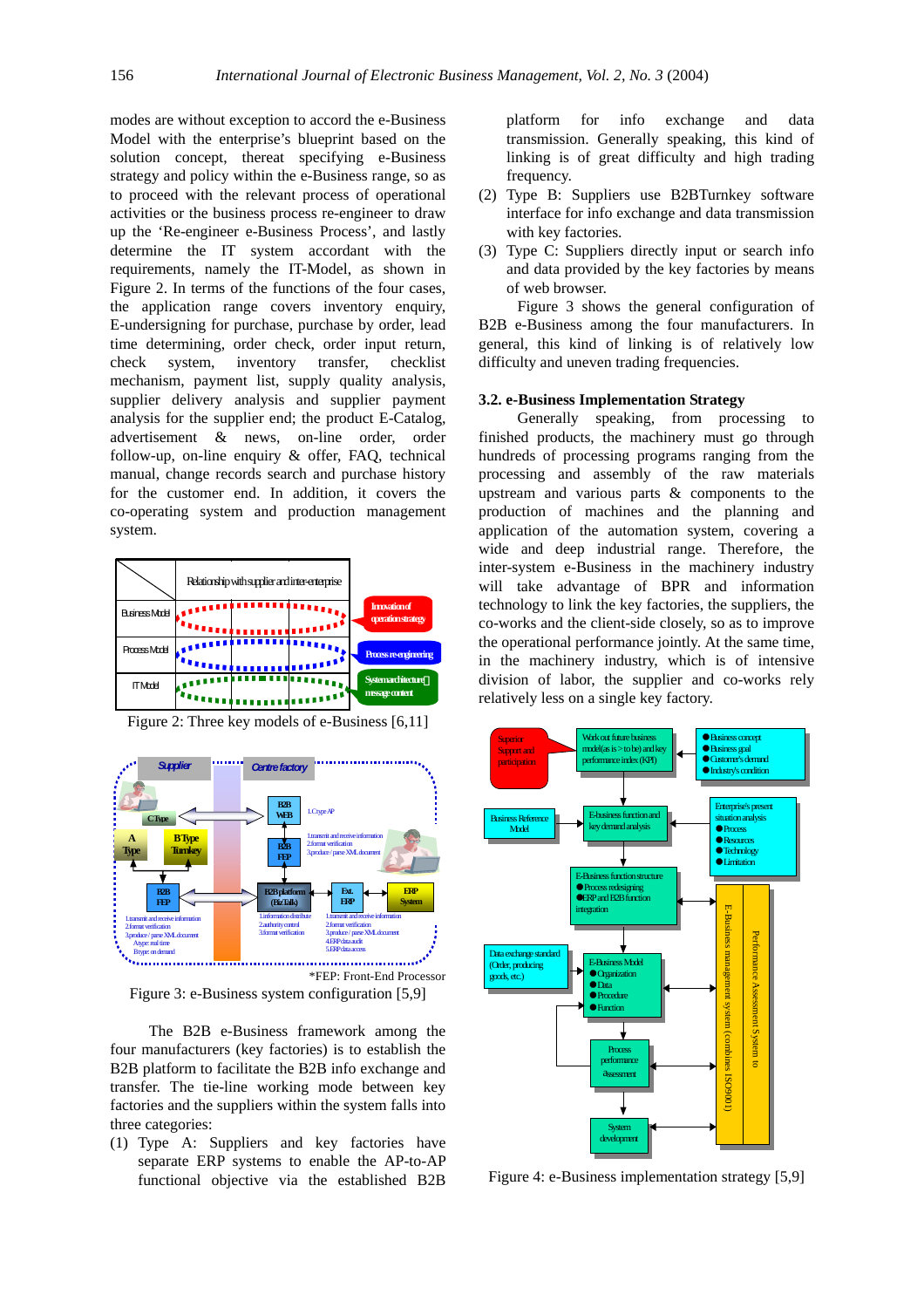modes are without exception to accord the e-Business Model with the enterprise's blueprint based on the solution concept, thereat specifying e-Business strategy and policy within the e-Business range, so as to proceed with the relevant process of operational activities or the business process re-engineer to draw up the 'Re-engineer e-Business Process', and lastly determine the IT system accordant with the requirements, namely the IT-Model, as shown in Figure 2. In terms of the functions of the four cases, the application range covers inventory enquiry, E-undersigning for purchase, purchase by order, lead time determining, order check, order input return, check system, inventory transfer, checklist mechanism, payment list, supply quality analysis, supplier delivery analysis and supplier payment analysis for the supplier end; the product E-Catalog, advertisement & news, on-line order, order follow-up, on-line enquiry & offer, FAQ, technical manual, change records search and purchase history for the customer end. In addition, it covers the co-operating system and production management system.

Figure 2: Three key models of e-Business [6,11]

*FEP: Front-End Processor

Figure 3: e-Business system configuration [5,9]

The B2B e-Business framework among the four manufacturers (key factories) is to establish the B2B platform to facilitate the B2B info exchange and transfer. The tie-line working mode between key factories and the suppliers within the system falls into three categories:

(1) Type A: Suppliers and key factories have separate ERP systems to enable the AP-to-AP functional objective via the established B2B platform for info exchange and data transmission. Generally speaking, this kind of linking is of great difficulty and high trading frequency.
(2) Type B: Suppliers use B2BTurnkey software interface for info exchange and data transmission with key factories.
(3) Type C: Suppliers directly input or search info and data provided by the key factories by means of web browser.

Figure 3 shows the general configuration of B2B e-Business among the four manufacturers. In general, this kind of linking is of relatively low difficulty and uneven trading frequencies.

### 3.2. e-Business Implementation Strategy

Generally speaking, from processing to finished products, the machinery must go through hundreds of processing programs ranging from the processing and assembly of the raw materials upstream and various parts & components to the production of machines and the planning and application of the automation system, covering a wide and deep industrial range. Therefore, the inter-system e-Business in the machinery industry will take advantage of BPR and information technology to link the key factories, the suppliers, the co-works and the client-side closely, so as to improve the operational performance jointly. At the same time, in the machinery industry, which is of intensive division of labor, the supplier and co-works rely relatively less on a single key factory.

Figure 4: e-Business implementation strategy [5,9]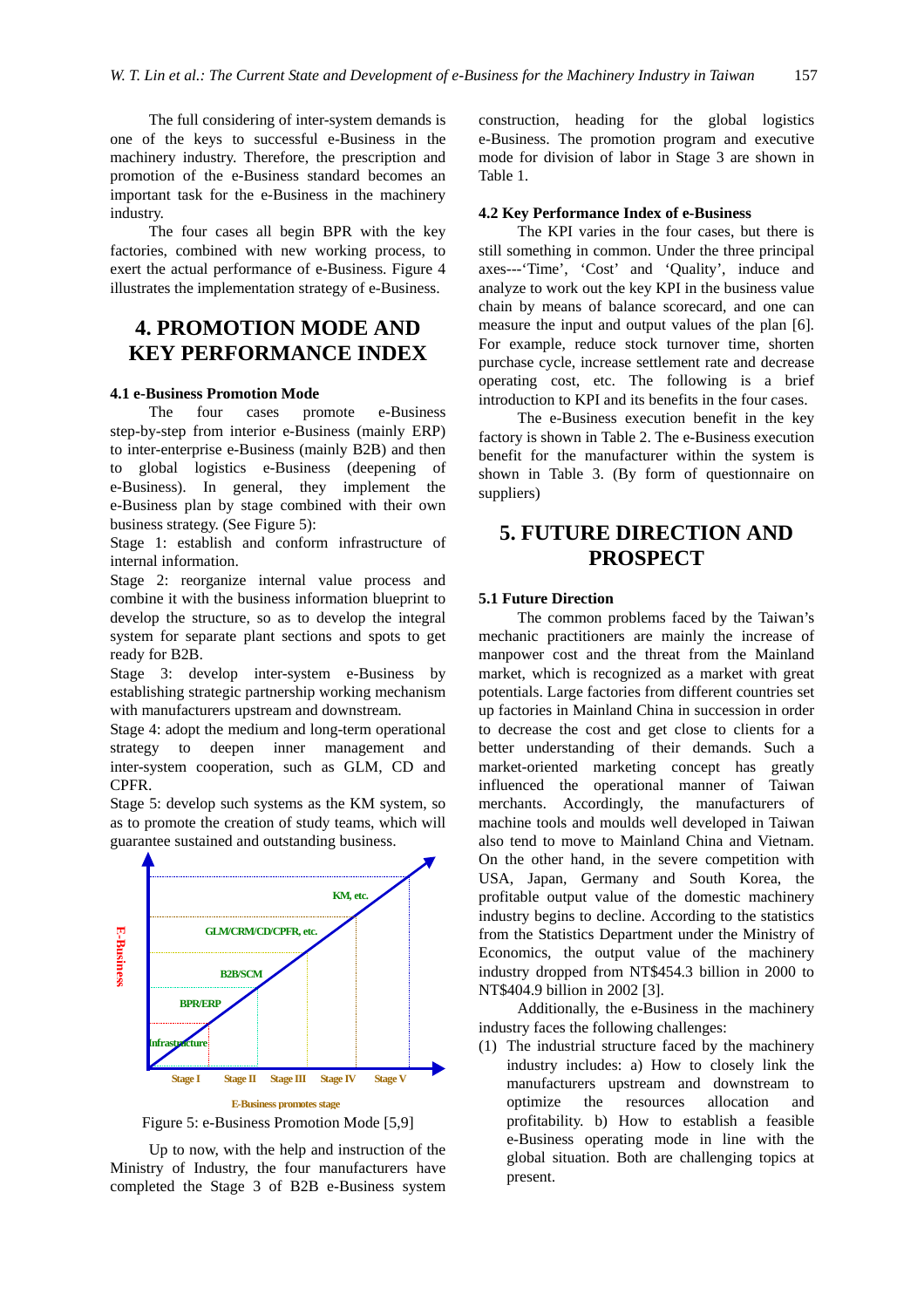The full considering of inter-system demands is one of the keys to successful e-Business in the machinery industry. Therefore, the prescription and promotion of the e-Business standard becomes an important task for the e-Business in the machinery industry.

The four cases all begin BPR with the key factories, combined with new working process, to exert the actual performance of e-Business. Figure 4 illustrates the implementation strategy of e-Business.

# 4. PROMOTION MODE AND KEY PERFORMANCE INDEX

### 4.1 e-Business Promotion Mode

The four cases promote e-Business step-by-step from interior e-Business (mainly ERP) to inter-enterprise e-Business (mainly B2B) and then to global logistics e-Business (deepening of e-Business). In general, they implement the e-Business plan by stage combined with their own business strategy. (See Figure 5):

Stage 1: establish and conform infrastructure of internal information.

Stage 2: reorganize internal value process and combine it with the business information blueprint to develop the structure, so as to develop the integral system for separate plant sections and spots to get ready for B2B.

Stage 3: develop inter-system e-Business by establishing strategic partnership working mechanism with manufacturers upstream and downstream.

Stage 4: adopt the medium and long-term operational strategy to deepen inner management and inter-system cooperation, such as GLM, CD and CPFR.

Stage 5: develop such systems as the KM system, so as to promote the creation of study teams, which will guarantee sustained and outstanding business.

Figure 5: e-Business Promotion Mode [5,9]

Up to now, with the help and instruction of the Ministry of Industry, the four manufacturers have completed the Stage 3 of B2B e-Business system construction, heading for the global logistics e-Business. The promotion program and executive mode for division of labor in Stage 3 are shown in Table 1.

### 4.2 Key Performance Index of e-Business

The KPI varies in the four cases, but there is still something in common. Under the three principal axes---'Time', 'Cost' and 'Quality', induce and analyze to work out the key KPI in the business value chain by means of balance scorecard, and one can measure the input and output values of the plan [6]. For example, reduce stock turnover time, shorten purchase cycle, increase settlement rate and decrease operating cost, etc. The following is a brief introduction to KPI and its benefits in the four cases.

The e-Business execution benefit in the key factory is shown in Table 2. The e-Business execution benefit for the manufacturer within the system is shown in Table 3. (By form of questionnaire on suppliers)

# 5. FUTURE DIRECTION AND PROSPECT

### 5.1 Future Direction

The common problems faced by the Taiwan's mechanic practitioners are mainly the increase of manpower cost and the threat from the Mainland market, which is recognized as a market with great potentials. Large factories from different countries set up factories in Mainland China in succession in order to decrease the cost and get close to clients for a better understanding of their demands. Such a market-oriented marketing concept has greatly influenced the operational manner of Taiwan merchants. Accordingly, the manufacturers of machine tools and moulds well developed in Taiwan also tend to move to Mainland China and Vietnam. On the other hand, in the severe competition with USA, Japan, Germany and South Korea, the profitable output value of the domestic machinery industry begins to decline. According to the statistics from the Statistics Department under the Ministry of Economics, the output value of the machinery industry dropped from NT$454.3 billion in 2000 to NT$404.9 billion in 2002 [3].

Additionally, the e-Business in the machinery industry faces the following challenges:

(1) The industrial structure faced by the machinery industry includes: a) How to closely link the manufacturers upstream and downstream to optimize the resources allocation and profitability. b) How to establish a feasible e-Business operating mode in line with the global situation. Both are challenging topics at present.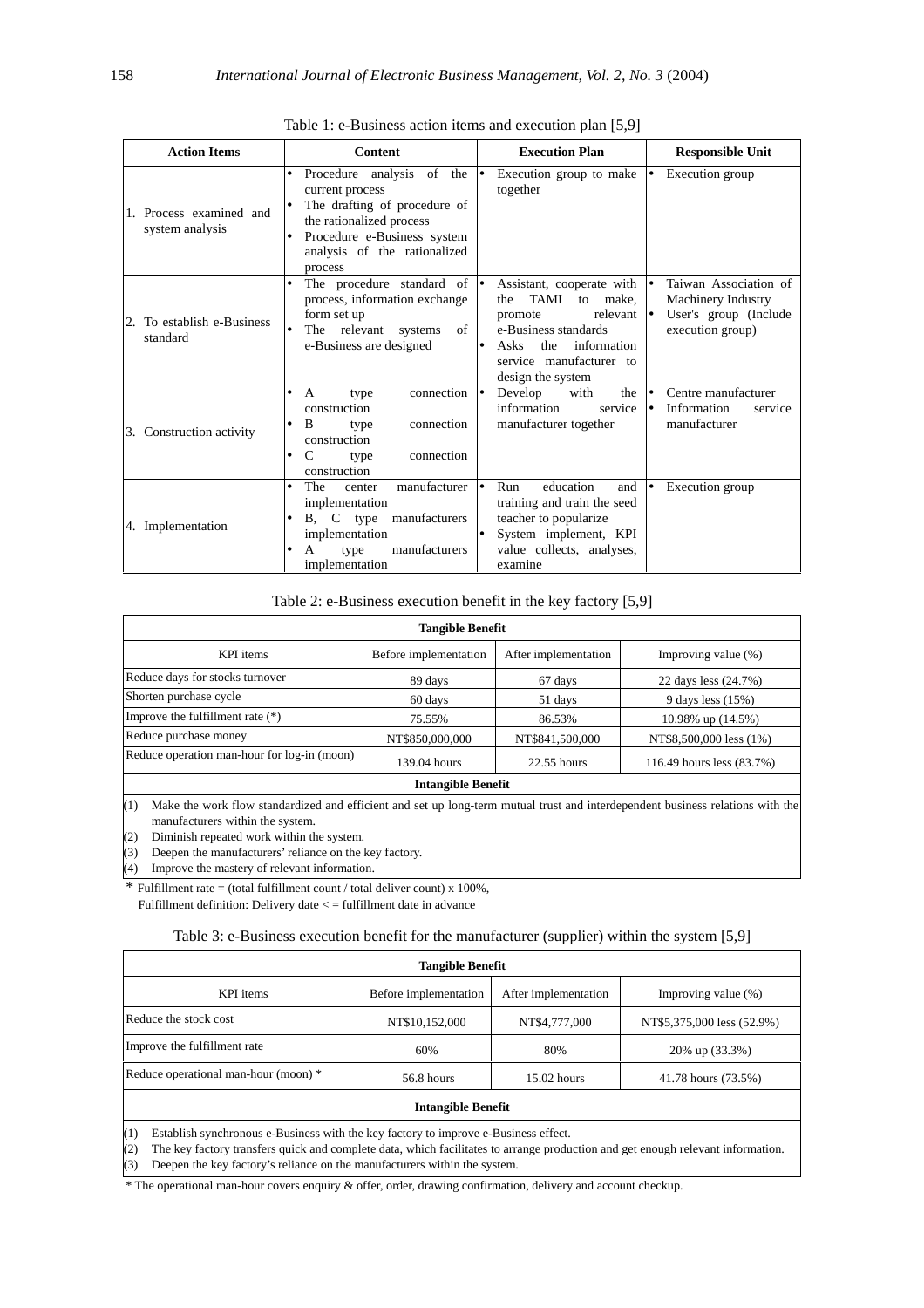Table 1: e-Business action items and execution plan [5,9]

| Action Items | Content | Execution Plan | Responsible Unit |
|---|---|---|---|
| 1. Process examined and system analysis | • Procedure analysis of the current process<br>• The drafting of procedure of the rationalized process<br>• Procedure e-Business system analysis of the rationalized process | • Execution group to make together | • Execution group |
| 2. To establish e-Business standard | • The procedure standard of process, information exchange form set up<br>• The relevant systems of e-Business are designed | • Assistant, cooperate with the TAMI to make, promote relevant e-Business standards<br>• Asks the information service manufacturer to design the system | • Taiwan Association of Machinery Industry<br>• User's group (Include execution group) |
| 3. Construction activity | • A type connection construction<br>• B type connection construction<br>• C type connection construction | • Develop with the information service manufacturer together | • Centre manufacturer<br>• Information service manufacturer |
| 4. Implementation | • The center manufacturer implementation<br>• B, C type manufacturers implementation<br>• A type manufacturers implementation | • Run education and training and train the seed teacher to popularize<br>• System implement, KPI value collects, analyses, examine | • Execution group |

Table 2: e-Business execution benefit in the key factory [5,9]

| **Tangible Benefit** | | | |
|---|---|---|---|
| KPI items | Before implementation | After implementation | Improving value (%) |
| Reduce days for stocks turnover | 89 days | 67 days | 22 days less (24.7%) |
| Shorten purchase cycle | 60 days | 51 days | 9 days less (15%) |
| Improve the fulfillment rate (*) | 75.55% | 86.53% | 10.98% up (14.5%) |
| Reduce purchase money | NT$850,000,000 | NT$841,500,000 | NT$8,500,000 less (1%) |
| Reduce operation man-hour for log-in (moon) | 139.04 hours | 22.55 hours | 116.49 hours less (83.7%) |

**Intangible Benefit**

(1) Make the work flow standardized and efficient and set up long-term mutual trust and interdependent business relations with the manufacturers within the system.
(2) Diminish repeated work within the system.
(3) Deepen the manufacturers' reliance on the key factory.
(4) Improve the mastery of relevant information.

\* Fulfillment rate = (total fulfillment count / total deliver count) x 100%,
Fulfillment definition: Delivery date < = fulfillment date in advance

Table 3: e-Business execution benefit for the manufacturer (supplier) within the system [5,9]

| **Tangible Benefit** | | | |
|---|---|---|---|
| KPI items | Before implementation | After implementation | Improving value (%) |
| Reduce the stock cost | NT$10,152,000 | NT$4,777,000 | NT$5,375,000 less (52.9%) |
| Improve the fulfillment rate | 60% | 80% | 20% up (33.3%) |
| Reduce operational man-hour (moon) * | 56.8 hours | 15.02 hours | 41.78 hours (73.5%) |

**Intangible Benefit**

(1) Establish synchronous e-Business with the key factory to improve e-Business effect.
(2) The key factory transfers quick and complete data, which facilitates to arrange production and get enough relevant information.
(3) Deepen the key factory's reliance on the manufacturers within the system.

\* The operational man-hour covers enquiry & offer, order, drawing confirmation, delivery and account checkup.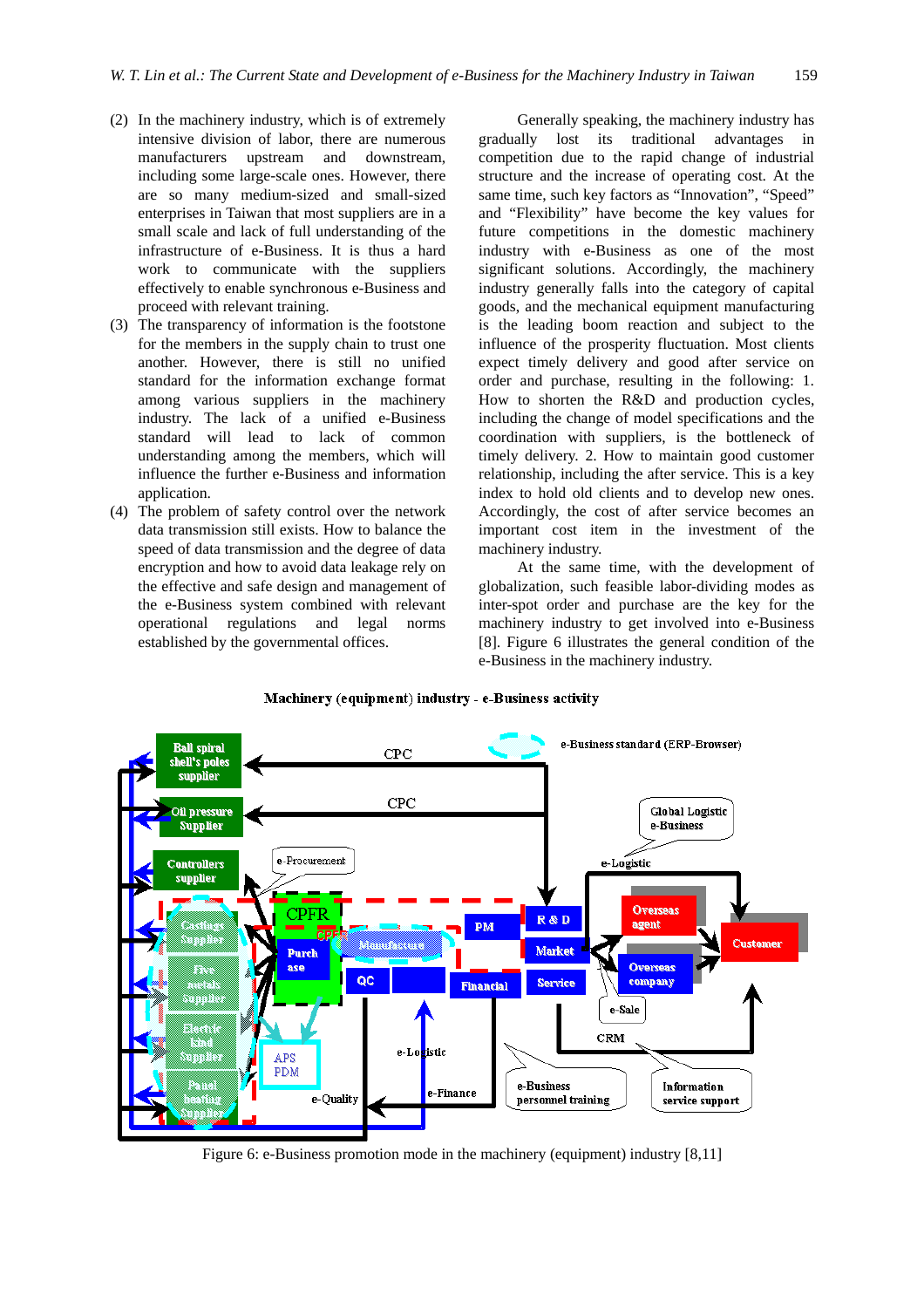(2) In the machinery industry, which is of extremely intensive division of labor, there are numerous manufacturers upstream and downstream, including some large-scale ones. However, there are so many medium-sized and small-sized enterprises in Taiwan that most suppliers are in a small scale and lack of full understanding of the infrastructure of e-Business. It is thus a hard work to communicate with the suppliers effectively to enable synchronous e-Business and proceed with relevant training.

(3) The transparency of information is the footstone for the members in the supply chain to trust one another. However, there is still no unified standard for the information exchange format among various suppliers in the machinery industry. The lack of a unified e-Business standard will lead to lack of common understanding among the members, which will influence the further e-Business and information application.

(4) The problem of safety control over the network data transmission still exists. How to balance the speed of data transmission and the degree of data encryption and how to avoid data leakage rely on the effective and safe design and management of the e-Business system combined with relevant operational regulations and legal norms established by the governmental offices.

Generally speaking, the machinery industry has gradually lost its traditional advantages in competition due to the rapid change of industrial structure and the increase of operating cost. At the same time, such key factors as "Innovation", "Speed" and "Flexibility" have become the key values for future competitions in the domestic machinery industry with e-Business as one of the most significant solutions. Accordingly, the machinery industry generally falls into the category of capital goods, and the mechanical equipment manufacturing is the leading boom reaction and subject to the influence of the prosperity fluctuation. Most clients expect timely delivery and good after service on order and purchase, resulting in the following: 1. How to shorten the R&D and production cycles, including the change of model specifications and the coordination with suppliers, is the bottleneck of timely delivery. 2. How to maintain good customer relationship, including the after service. This is a key index to hold old clients and to develop new ones. Accordingly, the cost of after service becomes an important cost item in the investment of the machinery industry.

At the same time, with the development of globalization, such feasible labor-dividing modes as inter-spot order and purchase are the key for the machinery industry to get involved into e-Business [8]. Figure 6 illustrates the general condition of the e-Business in the machinery industry.

Figure 6: e-Business promotion mode in the machinery (equipment) industry [8,11]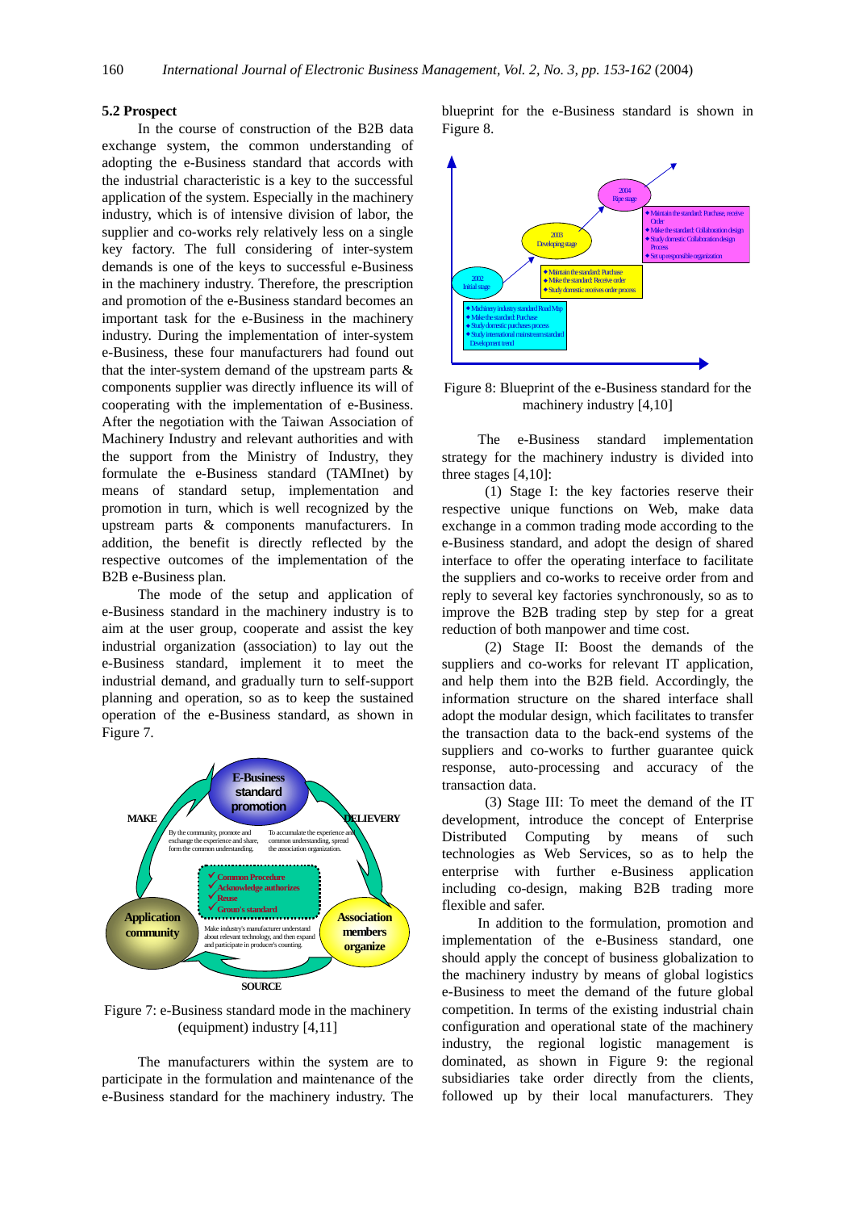### 5.2 Prospect

In the course of construction of the B2B data exchange system, the common understanding of adopting the e-Business standard that accords with the industrial characteristic is a key to the successful application of the system. Especially in the machinery industry, which is of intensive division of labor, the supplier and co-works rely relatively less on a single key factory. The full considering of inter-system demands is one of the keys to successful e-Business in the machinery industry. Therefore, the prescription and promotion of the e-Business standard becomes an important task for the e-Business in the machinery industry. During the implementation of inter-system e-Business, these four manufacturers had found out that the inter-system demand of the upstream parts & components supplier was directly influence its will of cooperating with the implementation of e-Business. After the negotiation with the Taiwan Association of Machinery Industry and relevant authorities and with the support from the Ministry of Industry, they formulate the e-Business standard (TAMInet) by means of standard setup, implementation and promotion in turn, which is well recognized by the upstream parts & components manufacturers. In addition, the benefit is directly reflected by the respective outcomes of the implementation of the B2B e-Business plan.

The mode of the setup and application of e-Business standard in the machinery industry is to aim at the user group, cooperate and assist the key industrial organization (association) to lay out the e-Business standard, implement it to meet the industrial demand, and gradually turn to self-support planning and operation, so as to keep the sustained operation of the e-Business standard, as shown in Figure 7.

Figure 7: e-Business standard mode in the machinery (equipment) industry [4,11]

The manufacturers within the system are to participate in the formulation and maintenance of the e-Business standard for the machinery industry. The blueprint for the e-Business standard is shown in Figure 8.

Figure 8: Blueprint of the e-Business standard for the machinery industry [4,10]

The e-Business standard implementation strategy for the machinery industry is divided into three stages [4,10]:

(1) Stage I: the key factories reserve their respective unique functions on Web, make data exchange in a common trading mode according to the e-Business standard, and adopt the design of shared interface to offer the operating interface to facilitate the suppliers and co-works to receive order from and reply to several key factories synchronously, so as to improve the B2B trading step by step for a great reduction of both manpower and time cost.

(2) Stage II: Boost the demands of the suppliers and co-works for relevant IT application, and help them into the B2B field. Accordingly, the information structure on the shared interface shall adopt the modular design, which facilitates to transfer the transaction data to the back-end systems of the suppliers and co-works to further guarantee quick response, auto-processing and accuracy of the transaction data.

(3) Stage III: To meet the demand of the IT development, introduce the concept of Enterprise Distributed Computing by means of such technologies as Web Services, so as to help the enterprise with further e-Business application including co-design, making B2B trading more flexible and safer.

In addition to the formulation, promotion and implementation of the e-Business standard, one should apply the concept of business globalization to the machinery industry by means of global logistics e-Business to meet the demand of the future global competition. In terms of the existing industrial chain configuration and operational state of the machinery industry, the regional logistic management is dominated, as shown in Figure 9: the regional subsidiaries take order directly from the clients, followed up by their local manufacturers. They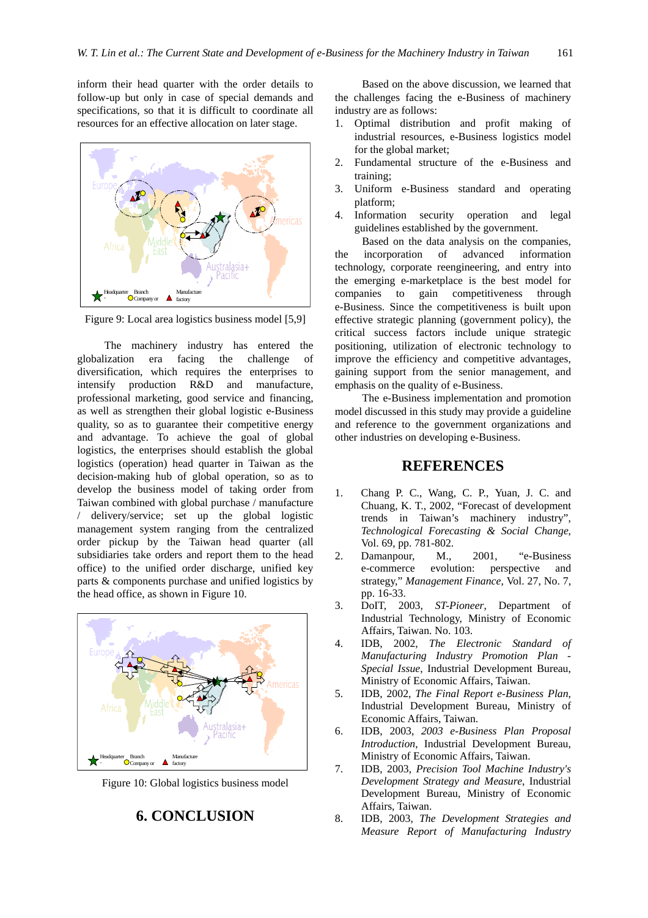inform their head quarter with the order details to follow-up but only in case of special demands and specifications, so that it is difficult to coordinate all resources for an effective allocation on later stage.

Figure 9: Local area logistics business model [5,9]

The machinery industry has entered the globalization era facing the challenge of diversification, which requires the enterprises to intensify production R&D and manufacture, professional marketing, good service and financing, as well as strengthen their global logistic e-Business quality, so as to guarantee their competitive energy and advantage. To achieve the goal of global logistics, the enterprises should establish the global logistics (operation) head quarter in Taiwan as the decision-making hub of global operation, so as to develop the business model of taking order from Taiwan combined with global purchase / manufacture / delivery/service; set up the global logistic management system ranging from the centralized order pickup by the Taiwan head quarter (all subsidiaries take orders and report them to the head office) to the unified order discharge, unified key parts & components purchase and unified logistics by the head office, as shown in Figure 10.

Figure 10: Global logistics business model

## 6. CONCLUSION

Based on the above discussion, we learned that the challenges facing the e-Business of machinery industry are as follows:

1. Optimal distribution and profit making of industrial resources, e-Business logistics model for the global market;
2. Fundamental structure of the e-Business and training;
3. Uniform e-Business standard and operating platform;
4. Information security operation and legal guidelines established by the government.

Based on the data analysis on the companies, the incorporation of advanced information technology, corporate reengineering, and entry into the emerging e-marketplace is the best model for companies to gain competitiveness through e-Business. Since the competitiveness is built upon effective strategic planning (government policy), the critical success factors include unique strategic positioning, utilization of electronic technology to improve the efficiency and competitive advantages, gaining support from the senior management, and emphasis on the quality of e-Business.

The e-Business implementation and promotion model discussed in this study may provide a guideline and reference to the government organizations and other industries on developing e-Business.

## REFERENCES

1. Chang P. C., Wang, C. P., Yuan, J. C. and Chuang, K. T., 2002, "Forecast of development trends in Taiwan's machinery industry", *Technological Forecasting & Social Change*, Vol. 69, pp. 781-802.
2. Damanpour, M., 2001, "e-Business e-commerce evolution: perspective and strategy," *Management Finance*, Vol. 27, No. 7, pp. 16-33.
3. DoIT, 2003, *ST-Pioneer*, Department of Industrial Technology, Ministry of Economic Affairs, Taiwan. No. 103.
4. IDB, 2002, *The Electronic Standard of Manufacturing Industry Promotion Plan - Special Issue*, Industrial Development Bureau, Ministry of Economic Affairs, Taiwan.
5. IDB, 2002, *The Final Report e-Business Plan*, Industrial Development Bureau, Ministry of Economic Affairs, Taiwan.
6. IDB, 2003, *2003 e-Business Plan Proposal Introduction*, Industrial Development Bureau, Ministry of Economic Affairs, Taiwan.
7. IDB, 2003, *Precision Tool Machine Industry's Development Strategy and Measure*, Industrial Development Bureau, Ministry of Economic Affairs, Taiwan.
8. IDB, 2003, *The Development Strategies and Measure Report of Manufacturing Industry*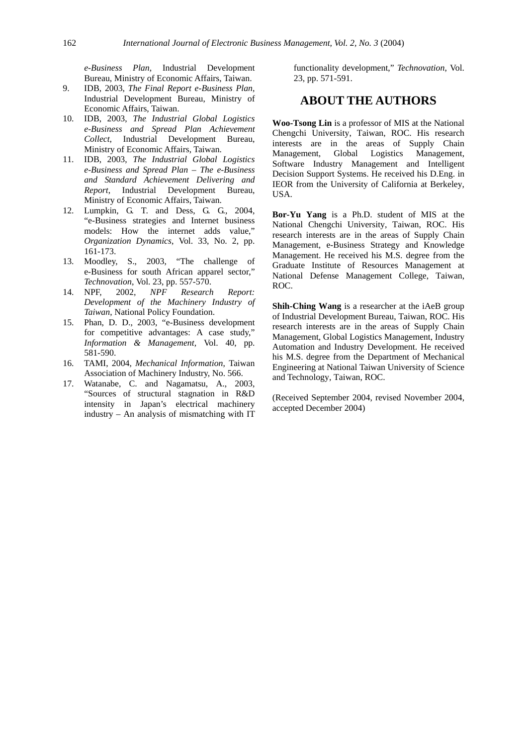*e-Business Plan*, Industrial Development Bureau, Ministry of Economic Affairs, Taiwan.

9. IDB, 2003, *The Final Report e-Business Plan*, Industrial Development Bureau, Ministry of Economic Affairs, Taiwan.
10. IDB, 2003, *The Industrial Global Logistics e-Business and Spread Plan Achievement Collect*, Industrial Development Bureau, Ministry of Economic Affairs, Taiwan.
11. IDB, 2003, *The Industrial Global Logistics e-Business and Spread Plan – The e-Business and Standard Achievement Delivering and Report*, Industrial Development Bureau, Ministry of Economic Affairs, Taiwan.
12. Lumpkin, G. T. and Dess, G. G., 2004, "e-Business strategies and Internet business models: How the internet adds value," *Organization Dynamics*, Vol. 33, No. 2, pp. 161-173.
13. Moodley, S., 2003, "The challenge of e-Business for south African apparel sector," *Technovation*, Vol. 23, pp. 557-570.
14. NPF, 2002, *NPF Research Report: Development of the Machinery Industry of Taiwan*, National Policy Foundation.
15. Phan, D. D., 2003, "e-Business development for competitive advantages: A case study," *Information & Management*, Vol. 40, pp. 581-590.
16. TAMI, 2004, *Mechanical Information*, Taiwan Association of Machinery Industry, No. 566.
17. Watanabe, C. and Nagamatsu, A., 2003, "Sources of structural stagnation in R&D intensity in Japan's electrical machinery industry – An analysis of mismatching with IT functionality development," *Technovation*, Vol. 23, pp. 571-591.

## ABOUT THE AUTHORS

**Woo-Tsong Lin** is a professor of MIS at the National Chengchi University, Taiwan, ROC. His research interests are in the areas of Supply Chain Management, Global Logistics Management, Software Industry Management and Intelligent Decision Support Systems. He received his D.Eng. in IEOR from the University of California at Berkeley, USA.

**Bor-Yu Yang** is a Ph.D. student of MIS at the National Chengchi University, Taiwan, ROC. His research interests are in the areas of Supply Chain Management, e-Business Strategy and Knowledge Management. He received his M.S. degree from the Graduate Institute of Resources Management at National Defense Management College, Taiwan, ROC.

**Shih-Ching Wang** is a researcher at the iAeB group of Industrial Development Bureau, Taiwan, ROC. His research interests are in the areas of Supply Chain Management, Global Logistics Management, Industry Automation and Industry Development. He received his M.S. degree from the Department of Mechanical Engineering at National Taiwan University of Science and Technology, Taiwan, ROC.

(Received September 2004, revised November 2004, accepted December 2004)